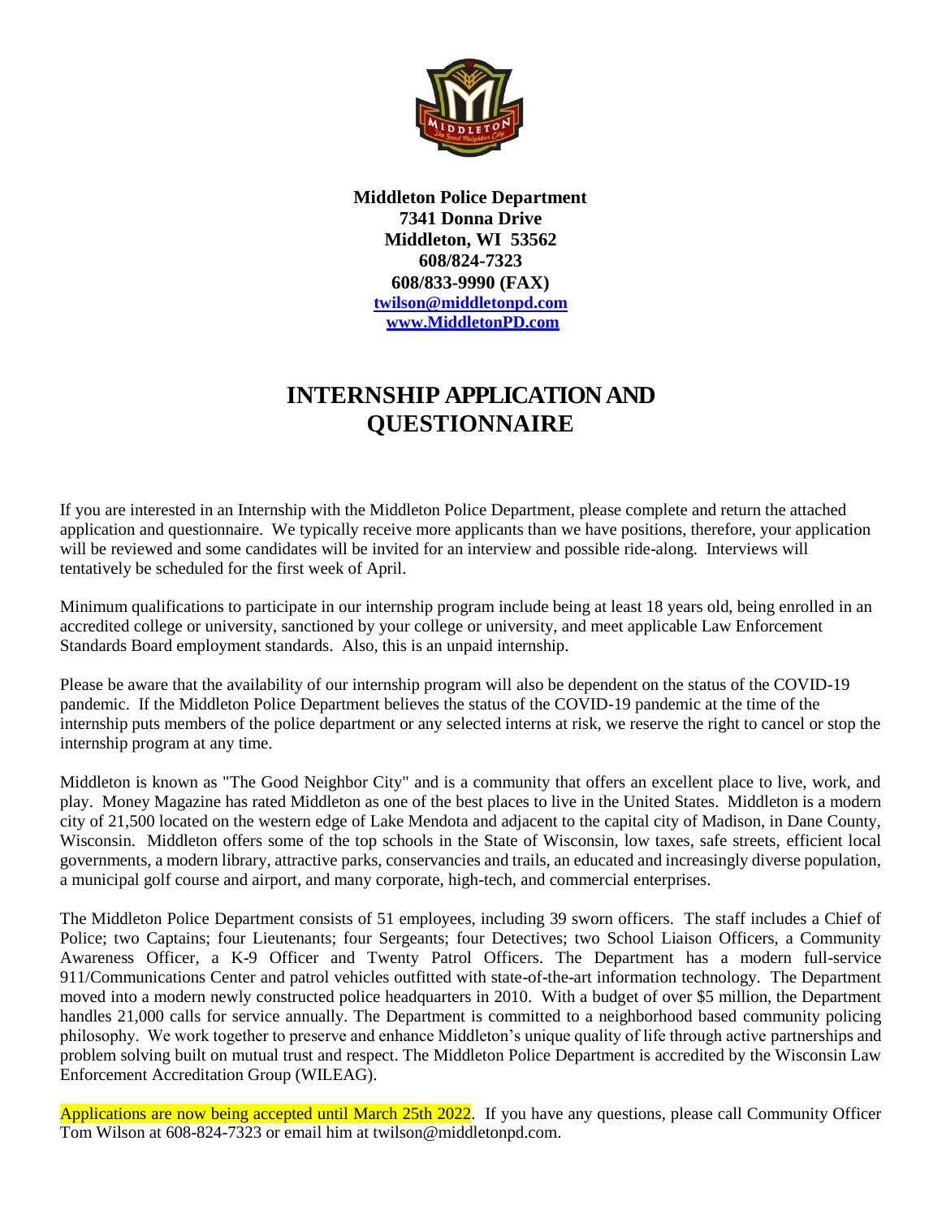**Middleton Police Department**
**7341 Donna Drive**
**Middleton, WI 53562**
**608/824-7323**
**608/833-9990 (FAX)**
**twilson@middletonpd.com**
**www.MiddletonPD.com**

# INTERNSHIP APPLICATION AND QUESTIONNAIRE

If you are interested in an Internship with the Middleton Police Department, please complete and return the attached application and questionnaire. We typically receive more applicants than we have positions, therefore, your application will be reviewed and some candidates will be invited for an interview and possible ride-along. Interviews will tentatively be scheduled for the first week of April.

Minimum qualifications to participate in our internship program include being at least 18 years old, being enrolled in an accredited college or university, sanctioned by your college or university, and meet applicable Law Enforcement Standards Board employment standards. Also, this is an unpaid internship.

Please be aware that the availability of our internship program will also be dependent on the status of the COVID-19 pandemic. If the Middleton Police Department believes the status of the COVID-19 pandemic at the time of the internship puts members of the police department or any selected interns at risk, we reserve the right to cancel or stop the internship program at any time.

Middleton is known as "The Good Neighbor City" and is a community that offers an excellent place to live, work, and play. Money Magazine has rated Middleton as one of the best places to live in the United States. Middleton is a modern city of 21,500 located on the western edge of Lake Mendota and adjacent to the capital city of Madison, in Dane County, Wisconsin. Middleton offers some of the top schools in the State of Wisconsin, low taxes, safe streets, efficient local governments, a modern library, attractive parks, conservancies and trails, an educated and increasingly diverse population, a municipal golf course and airport, and many corporate, high-tech, and commercial enterprises.

The Middleton Police Department consists of 51 employees, including 39 sworn officers. The staff includes a Chief of Police; two Captains; four Lieutenants; four Sergeants; four Detectives; two School Liaison Officers, a Community Awareness Officer, a K-9 Officer and Twenty Patrol Officers. The Department has a modern full-service 911/Communications Center and patrol vehicles outfitted with state-of-the-art information technology. The Department moved into a modern newly constructed police headquarters in 2010. With a budget of over $5 million, the Department handles 21,000 calls for service annually. The Department is committed to a neighborhood based community policing philosophy. We work together to preserve and enhance Middleton's unique quality of life through active partnerships and problem solving built on mutual trust and respect. The Middleton Police Department is accredited by the Wisconsin Law Enforcement Accreditation Group (WILEAG).

Applications are now being accepted until March 25th 2022. If you have any questions, please call Community Officer Tom Wilson at 608-824-7323 or email him at twilson@middletonpd.com.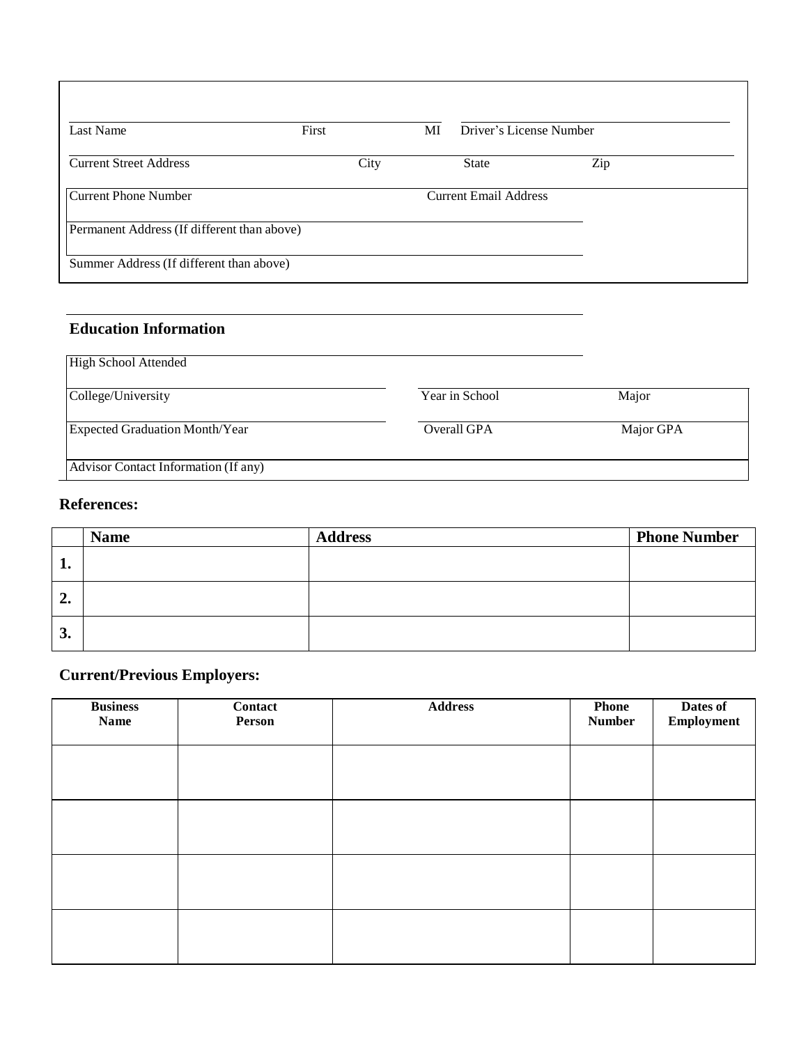Last Name | First | MI | Driver's License Number

Current Street Address | City | State | Zip

Current Phone Number | Current Email Address

Permanent Address (If different than above)

Summer Address (If different than above)

### Education Information

High School Attended

College/University | Year in School | Major

Expected Graduation Month/Year | Overall GPA | Major GPA

Advisor Contact Information (If any)

### References:

| | Name | Address | Phone Number |
|---|---|---|---|
| **1.** | | | |
| **2.** | | | |
| **3.** | | | |

### Current/Previous Employers:

| Business Name | Contact Person | Address | Phone Number | Dates of Employment |
|---|---|---|---|---|
| | | | | |
| | | | | |
| | | | | |
| | | | | |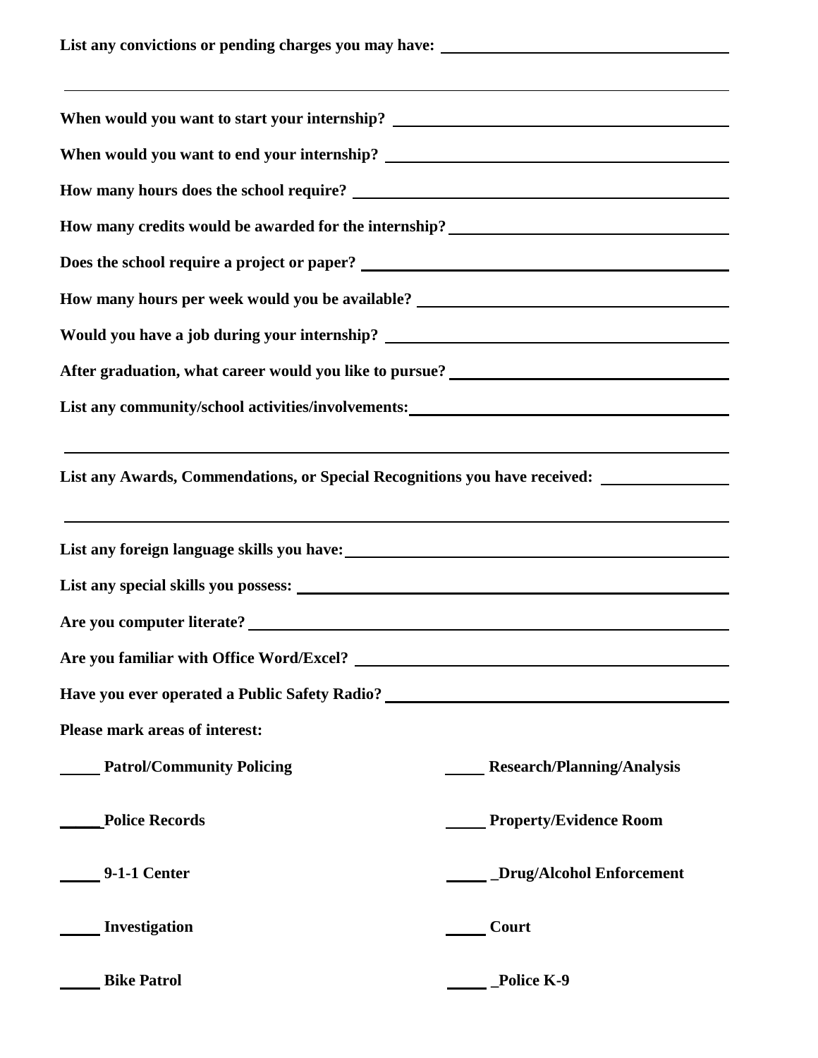**List any convictions or pending charges you may have:** ______________________________

______________________________________________________________________

**When would you want to start your internship?** ______________________________

**When would you want to end your internship?** ______________________________

**How many hours does the school require?** ______________________________

**How many credits would be awarded for the internship?** ______________________________

**Does the school require a project or paper?** ______________________________

**How many hours per week would you be available?** ______________________________

**Would you have a job during your internship?** ______________________________

**After graduation, what career would you like to pursue?** ______________________________

**List any community/school activities/involvements:** ______________________________

______________________________________________________________________

**List any Awards, Commendations, or Special Recognitions you have received:** ______________

______________________________________________________________________

**List any foreign language skills you have:** ______________________________

**List any special skills you possess:** ______________________________

**Are you computer literate?** ______________________________

**Are you familiar with Office Word/Excel?** ______________________________

**Have you ever operated a Public Safety Radio?** ______________________________

**Please mark areas of interest:**

| | |
|---|---|
| _____ **Patrol/Community Policing** | _____ **Research/Planning/Analysis** |
| _____**Police Records** | _____ **Property/Evidence Room** |
| _____ **9-1-1 Center** | _____ **_Drug/Alcohol Enforcement** |
| _____ **Investigation** | _____ **Court** |
| _____ **Bike Patrol** | _____ **_Police K-9** |